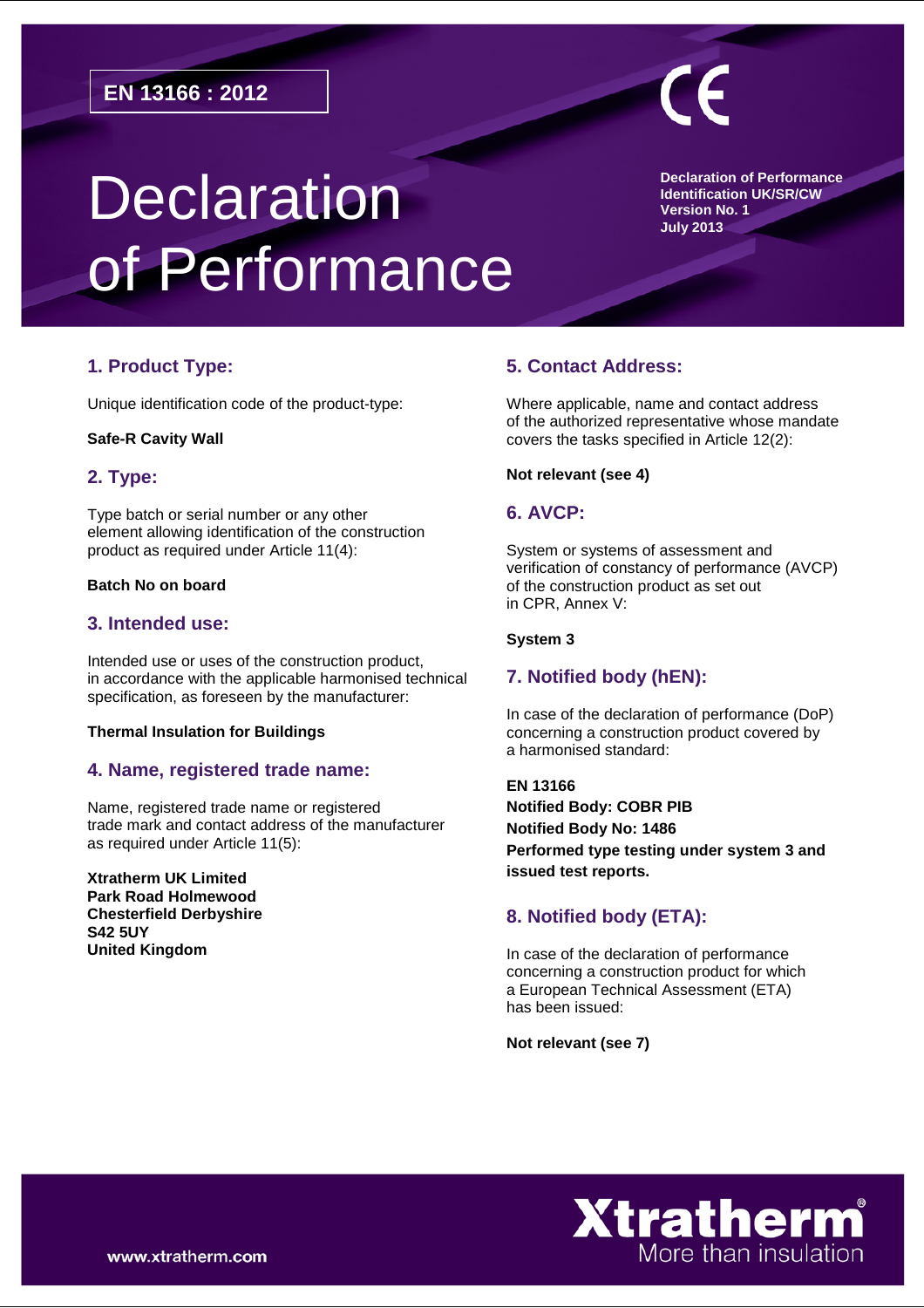EN 13166 : 2012

# Declaration of Performance

**Declaration of Performance**
**Identification UK/SR/CW**
**Version No. 1**
**July 2013**

## 1. Product Type:

Unique identification code of the product-type:

**Safe-R Cavity Wall**

## 2. Type:

Type batch or serial number or any other element allowing identification of the construction product as required under Article 11(4):

**Batch No on board**

## 3. Intended use:

Intended use or uses of the construction product, in accordance with the applicable harmonised technical specification, as foreseen by the manufacturer:

**Thermal Insulation for Buildings**

## 4. Name, registered trade name:

Name, registered trade name or registered trade mark and contact address of the manufacturer as required under Article 11(5):

**Xtratherm UK Limited**
**Park Road Holmewood**
**Chesterfield Derbyshire**
**S42 5UY**
**United Kingdom**

## 5. Contact Address:

Where applicable, name and contact address of the authorized representative whose mandate covers the tasks specified in Article 12(2):

**Not relevant (see 4)**

## 6. AVCP:

System or systems of assessment and verification of constancy of performance (AVCP) of the construction product as set out in CPR, Annex V:

**System 3**

## 7. Notified body (hEN):

In case of the declaration of performance (DoP) concerning a construction product covered by a harmonised standard:

**EN 13166**
**Notified Body: COBR PIB**
**Notified Body No: 1486**
**Performed type testing under system 3 and issued test reports.**

## 8. Notified body (ETA):

In case of the declaration of performance concerning a construction product for which a European Technical Assessment (ETA) has been issued:

**Not relevant (see 7)**

www.xtratherm.com

Xtratherm® More than insulation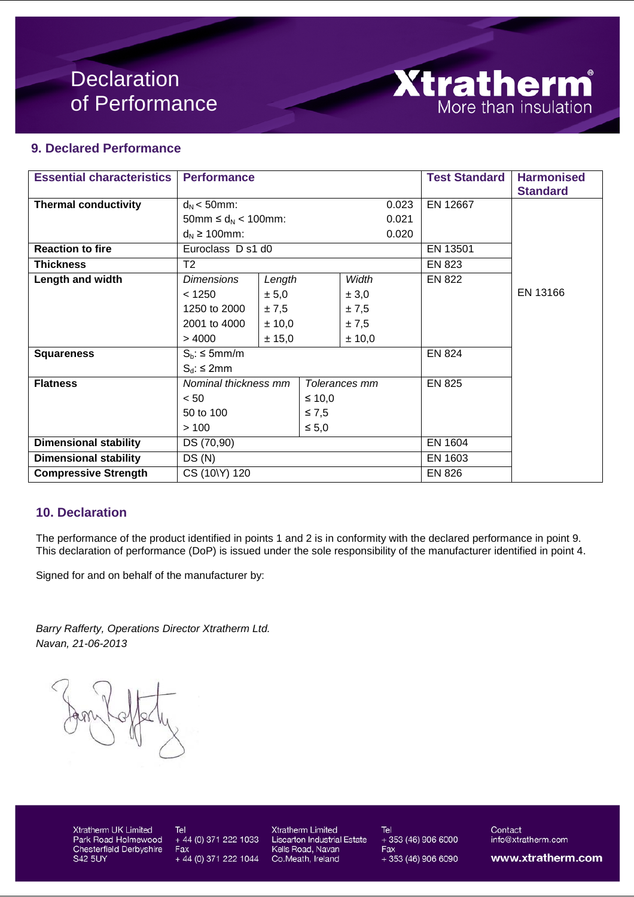## 9. Declared Performance

| Essential characteristics | Performance | | | Test Standard | Harmonised Standard |
|---|---|---|---|---|---|
| **Thermal conductivity** | $d_N < 50$mm: 0.023<br>50mm ≤ $d_N$ < 100mm: 0.021<br>$d_N$ ≥ 100mm: 0.020 | | | EN 12667 | EN 13166 |
| **Reaction to fire** | Euroclass D s1 d0 | | | EN 13501 | |
| **Thickness** | T2 | | | EN 823 | |
| **Length and width** | *Dimensions* | *Length* | *Width* | EN 822 | |
| | < 1250 | ± 5,0 | ± 3,0 | | |
| | 1250 to 2000 | ± 7,5 | ± 7,5 | | |
| | 2001 to 4000 | ± 10,0 | ± 7,5 | | |
| | > 4000 | ± 15,0 | ± 10,0 | | |
| **Squareness** | $S_b$: ≤ 5mm/m<br>$S_d$: ≤ 2mm | | | EN 824 | |
| **Flatness** | *Nominal thickness mm* | *Tolerances mm* | | EN 825 | |
| | < 50 | ≤ 10,0 | | | |
| | 50 to 100 | ≤ 7,5 | | | |
| | > 100 | ≤ 5,0 | | | |
| **Dimensional stability** | DS (70,90) | | | EN 1604 | |
| **Dimensional stability** | DS (N) | | | EN 1603 | |
| **Compressive Strength** | CS (10\Y) 120 | | | EN 826 | |

## 10. Declaration

The performance of the product identified in points 1 and 2 is in conformity with the declared performance in point 9. This declaration of performance (DoP) is issued under the sole responsibility of the manufacturer identified in point 4.

Signed for and on behalf of the manufacturer by:

*Barry Rafferty, Operations Director Xtratherm Ltd.*
*Navan, 21-06-2013*

Xtratherm UK Limited
Park Road Holmewood
Chesterfield Derbyshire
S42 5UY

Tel
+ 44 (0) 371 222 1033
Fax
+ 44 (0) 371 222 1044

Xtratherm Limited
Liscarton Industrial Estate
Kells Road, Navan
Co.Meath, Ireland

Tel
+ 353 (46) 906 6000
Fax
+ 353 (46) 906 6090

Contact
info@xtratherm.com

**www.xtratherm.com**